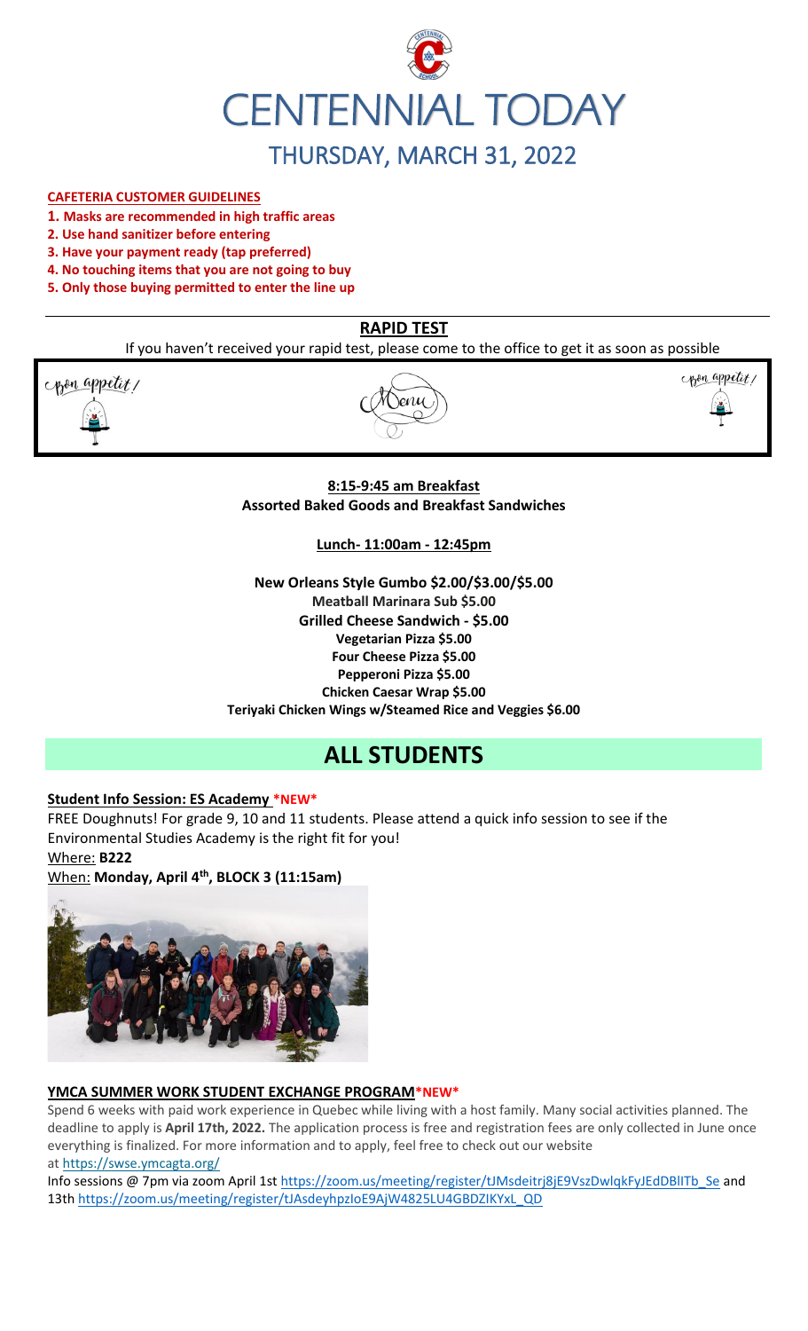# CENTENNIAL TODAY

## THURSDAY, MARCH 31, 2022

**CAFETERIA CUSTOMER GUIDELINES**

1. **Masks are recommended in high traffic areas**
2. **Use hand sanitizer before entering**
3. **Have your payment ready (tap preferred)**
4. **No touching items that you are not going to buy**
5. **Only those buying permitted to enter the line up**

## RAPID TEST

If you haven't received your rapid test, please come to the office to get it as soon as possible

Bon appetit! Menu Bon appetit!

**8:15-9:45 am Breakfast**
**Assorted Baked Goods and Breakfast Sandwiches**

**Lunch- 11:00am - 12:45pm**

**New Orleans Style Gumbo $2.00/$3.00/$5.00**
**Meatball Marinara Sub $5.00**
**Grilled Cheese Sandwich - $5.00**
**Vegetarian Pizza $5.00**
**Four Cheese Pizza $5.00**
**Pepperoni Pizza $5.00**
**Chicken Caesar Wrap $5.00**
**Teriyaki Chicken Wings w/Steamed Rice and Veggies $6.00**

# ALL STUDENTS

**Student Info Session: ES Academy \*NEW\***

FREE Doughnuts! For grade 9, 10 and 11 students. Please attend a quick info session to see if the Environmental Studies Academy is the right fit for you!

Where: **B222**

When: **Monday, April 4th, BLOCK 3 (11:15am)**

**YMCA SUMMER WORK STUDENT EXCHANGE PROGRAM\*NEW\***

Spend 6 weeks with paid work experience in Quebec while living with a host family. Many social activities planned. The deadline to apply is **April 17th, 2022.** The application process is free and registration fees are only collected in June once everything is finalized. For more information and to apply, feel free to check out our website at https://swse.ymcagta.org/

Info sessions @ 7pm via zoom April 1st https://zoom.us/meeting/register/tJMsdeitrj8jE9VszDwlqkFyJEdDBllTb_Se and 13th https://zoom.us/meeting/register/tJAsdeyhpzIoE9AjW4825LU4GBDZIKYxL_QD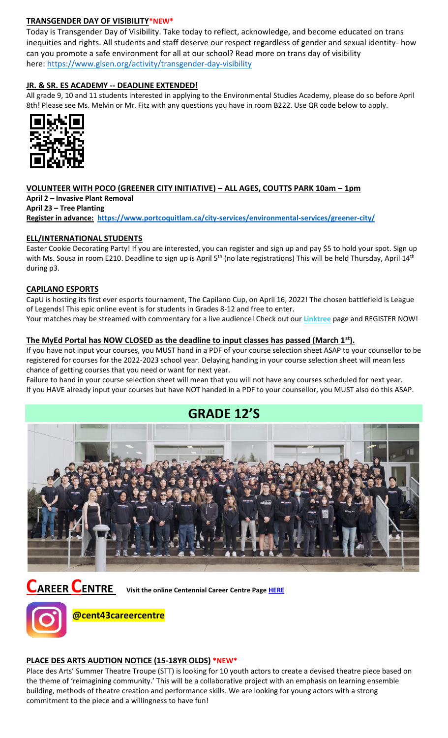## TRANSGENDER DAY OF VISIBILITY *NEW*

Today is Transgender Day of Visibility. Take today to reflect, acknowledge, and become educated on trans inequities and rights. All students and staff deserve our respect regardless of gender and sexual identity- how can you promote a safe environment for all at our school? Read more on trans day of visibility here: https://www.glsen.org/activity/transgender-day-visibility

## JR. & SR. ES ACADEMY -- DEADLINE EXTENDED!

All grade 9, 10 and 11 students interested in applying to the Environmental Studies Academy, please do so before April 8th! Please see Ms. Melvin or Mr. Fitz with any questions you have in room B222. Use QR code below to apply.

## VOLUNTEER WITH POCO (GREENER CITY INITIATIVE) – ALL AGES, COUTTS PARK 10am – 1pm

**April 2 – Invasive Plant Removal**
**April 23 – Tree Planting**
**Register in advance: https://www.portcoquitlam.ca/city-services/environmental-services/greener-city/**

## ELL/INTERNATIONAL STUDENTS

Easter Cookie Decorating Party! If you are interested, you can register and sign up and pay $5 to hold your spot. Sign up with Ms. Sousa in room E210. Deadline to sign up is April 5th (no late registrations) This will be held Thursday, April 14th during p3.

## CAPILANO ESPORTS

CapU is hosting its first ever esports tournament, The Capilano Cup, on April 16, 2022! The chosen battlefield is League of Legends! This epic online event is for students in Grades 8-12 and free to enter.

Your matches may be streamed with commentary for a live audience! Check out our **Linktree** page and REGISTER NOW!

## The MyEd Portal has NOW CLOSED as the deadline to input classes has passed (March 1st).

If you have not input your courses, you MUST hand in a PDF of your course selection sheet ASAP to your counsellor to be registered for courses for the 2022-2023 school year. Delaying handing in your course selection sheet will mean less chance of getting courses that you need or want for next year.

Failure to hand in your course selection sheet will mean that you will not have any courses scheduled for next year.

If you HAVE already input your courses but have NOT handed in a PDF to your counsellor, you MUST also do this ASAP.

# GRADE 12'S

# CAREER CENTRE

**Visit the online Centennial Career Centre Page HERE**

**@cent43careercentre**

## PLACE DES ARTS AUDTION NOTICE (15-18YR OLDS) *NEW*

Place des Arts' Summer Theatre Troupe (STT) is looking for 10 youth actors to create a devised theatre piece based on the theme of 'reimagining community.' This will be a collaborative project with an emphasis on learning ensemble building, methods of theatre creation and performance skills. We are looking for young actors with a strong commitment to the piece and a willingness to have fun!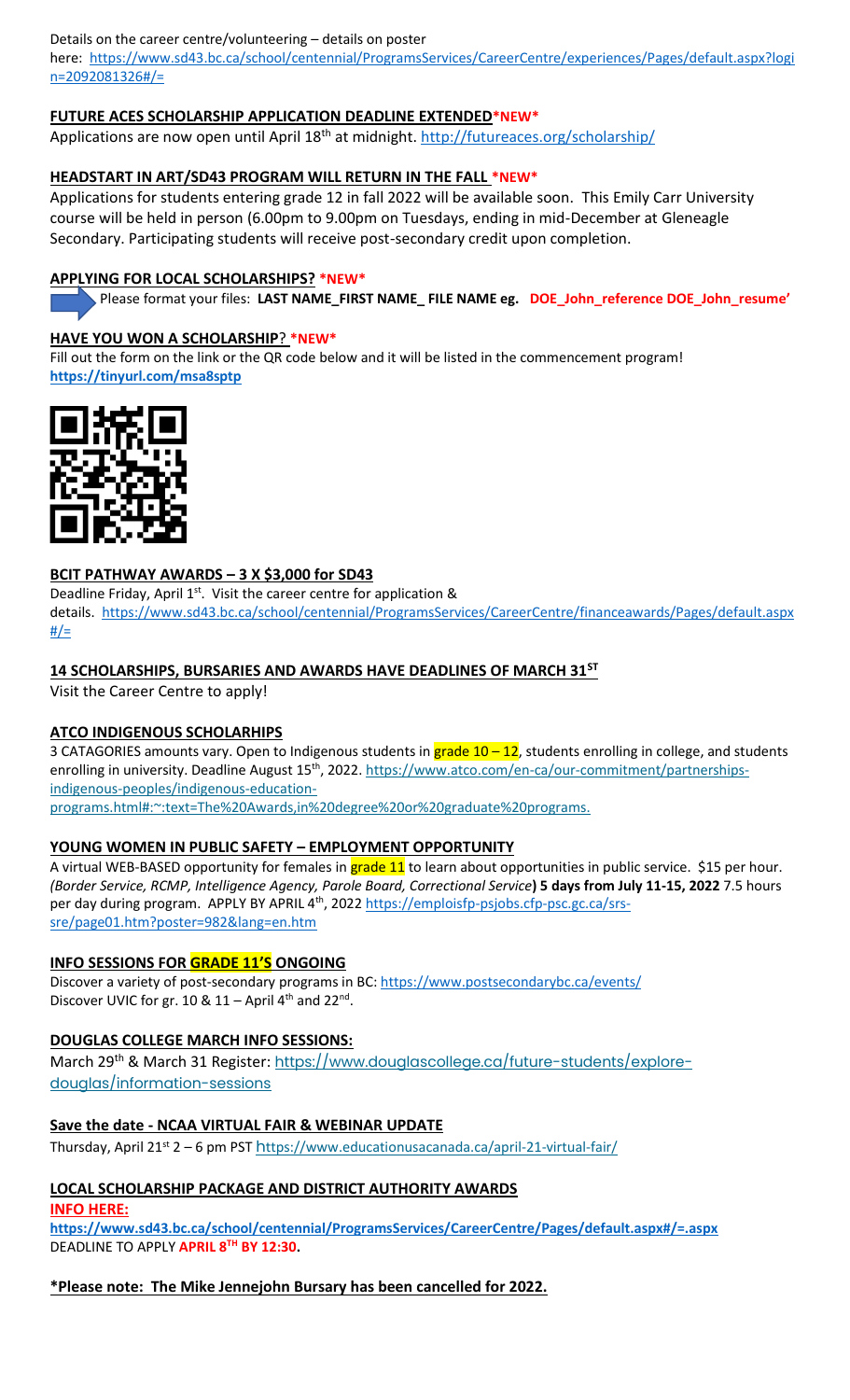Details on the career centre/volunteering – details on poster here: https://www.sd43.bc.ca/school/centennial/ProgramsServices/CareerCentre/experiences/Pages/default.aspx?login=2092081326#/=

**FUTURE ACES SCHOLARSHIP APPLICATION DEADLINE EXTENDED*NEW***

Applications are now open until April 18th at midnight. http://futureaces.org/scholarship/

**HEADSTART IN ART/SD43 PROGRAM WILL RETURN IN THE FALL *NEW***

Applications for students entering grade 12 in fall 2022 will be available soon. This Emily Carr University course will be held in person (6.00pm to 9.00pm on Tuesdays, ending in mid-December at Gleneagle Secondary. Participating students will receive post-secondary credit upon completion.

**APPLYING FOR LOCAL SCHOLARSHIPS? *NEW***

Please format your files: **LAST NAME_FIRST NAME_ FILE NAME eg. DOE_John_reference DOE_John_resume'**

**HAVE YOU WON A SCHOLARSHIP? *NEW***

Fill out the form on the link or the QR code below and it will be listed in the commencement program!
**https://tinyurl.com/msa8sptp**

**BCIT PATHWAY AWARDS – 3 X $3,000 for SD43**

Deadline Friday, April 1st. Visit the career centre for application & details. https://www.sd43.bc.ca/school/centennial/ProgramsServices/CareerCentre/financeawards/Pages/default.aspx#/=

**14 SCHOLARSHIPS, BURSARIES AND AWARDS HAVE DEADLINES OF MARCH 31ST**

Visit the Career Centre to apply!

**ATCO INDIGENOUS SCHOLARHIPS**

3 CATAGORIES amounts vary. Open to Indigenous students in grade 10 – 12, students enrolling in college, and students enrolling in university. Deadline August 15th, 2022. https://www.atco.com/en-ca/our-commitment/partnerships-indigenous-peoples/indigenous-education-programs.html#:~:text=The%20Awards,in%20degree%20or%20graduate%20programs.

**YOUNG WOMEN IN PUBLIC SAFETY – EMPLOYMENT OPPORTUNITY**

A virtual WEB-BASED opportunity for females in grade 11 to learn about opportunities in public service. $15 per hour. *(Border Service, RCMP, Intelligence Agency, Parole Board, Correctional Service)* **5 days from July 11-15, 2022** 7.5 hours per day during program. APPLY BY APRIL 4th, 2022 https://emploisfp-psjobs.cfp-psc.gc.ca/srs-sre/page01.htm?poster=982&lang=en.htm

**INFO SESSIONS FOR GRADE 11'S ONGOING**

Discover a variety of post-secondary programs in BC: https://www.postsecondarybc.ca/events/
Discover UVIC for gr. 10 & 11 – April 4th and 22nd.

**DOUGLAS COLLEGE MARCH INFO SESSIONS:**

March 29th & March 31 Register: https://www.douglascollege.ca/future-students/explore-douglas/information-sessions

**Save the date - NCAA VIRTUAL FAIR & WEBINAR UPDATE**

Thursday, April 21st 2 – 6 pm PST https://www.educationusacanada.ca/april-21-virtual-fair/

**LOCAL SCHOLARSHIP PACKAGE AND DISTRICT AUTHORITY AWARDS**

**INFO HERE:**
**https://www.sd43.bc.ca/school/centennial/ProgramsServices/CareerCentre/Pages/default.aspx#/=.aspx**
DEADLINE TO APPLY **APRIL 8TH BY 12:30.**

***Please note: The Mike Jennejohn Bursary has been cancelled for 2022.**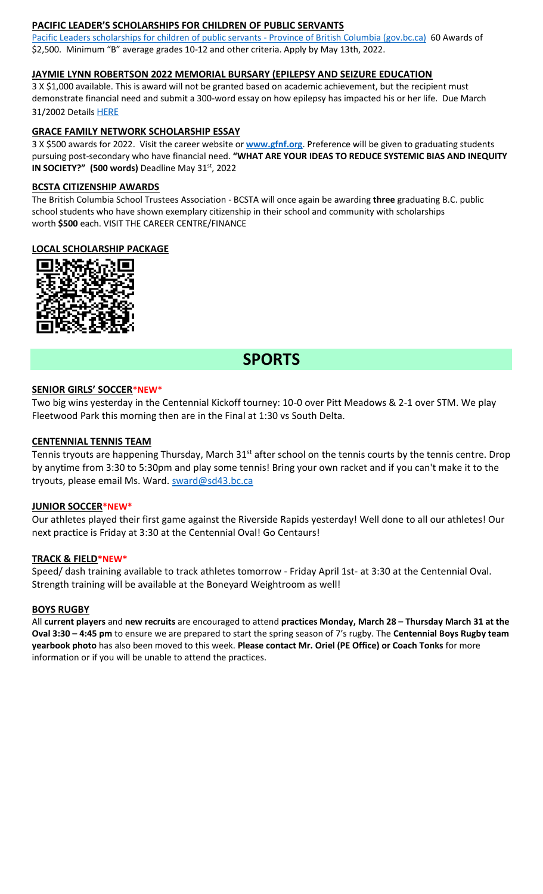#### **PACIFIC LEADER'S SCHOLARSHIPS FOR CHILDREN OF PUBLIC SERVANTS**

Pacific Leaders scholarships for children of public servants - Province of British Columbia (gov.bc.ca) 60 Awards of $2,500. Minimum "B" average grades 10-12 and other criteria. Apply by May 13th, 2022.

#### **JAYMIE LYNN ROBERTSON 2022 MEMORIAL BURSARY (EPILEPSY AND SEIZURE EDUCATION**

3 X $1,000 available. This is award will not be granted based on academic achievement, but the recipient must demonstrate financial need and submit a 300-word essay on how epilepsy has impacted his or her life. Due March 31/2002 Details HERE

#### **GRACE FAMILY NETWORK SCHOLARSHIP ESSAY**

3 X $500 awards for 2022. Visit the career website or **www.gfnf.org**. Preference will be given to graduating students pursuing post-secondary who have financial need. **"WHAT ARE YOUR IDEAS TO REDUCE SYSTEMIC BIAS AND INEQUITY IN SOCIETY?" (500 words)** Deadline May 31st, 2022

#### **BCSTA CITIZENSHIP AWARDS**

The British Columbia School Trustees Association - BCSTA will once again be awarding **three** graduating B.C. public school students who have shown exemplary citizenship in their school and community with scholarships worth **$500** each. VISIT THE CAREER CENTRE/FINANCE

#### **LOCAL SCHOLARSHIP PACKAGE**

# **SPORTS**

#### **SENIOR GIRLS' SOCCER*NEW***

Two big wins yesterday in the Centennial Kickoff tourney: 10-0 over Pitt Meadows & 2-1 over STM. We play Fleetwood Park this morning then are in the Final at 1:30 vs South Delta.

#### **CENTENNIAL TENNIS TEAM**

Tennis tryouts are happening Thursday, March 31st after school on the tennis courts by the tennis centre. Drop by anytime from 3:30 to 5:30pm and play some tennis! Bring your own racket and if you can't make it to the tryouts, please email Ms. Ward. sward@sd43.bc.ca

#### **JUNIOR SOCCER*NEW***

Our athletes played their first game against the Riverside Rapids yesterday! Well done to all our athletes! Our next practice is Friday at 3:30 at the Centennial Oval! Go Centaurs!

#### **TRACK & FIELD*NEW***

Speed/ dash training available to track athletes tomorrow - Friday April 1st- at 3:30 at the Centennial Oval. Strength training will be available at the Boneyard Weightroom as well!

#### **BOYS RUGBY**

All **current players** and **new recruits** are encouraged to attend **practices Monday, March 28 – Thursday March 31 at the Oval 3:30 – 4:45 pm** to ensure we are prepared to start the spring season of 7's rugby. The **Centennial Boys Rugby team yearbook photo** has also been moved to this week. **Please contact Mr. Oriel (PE Office) or Coach Tonks** for more information or if you will be unable to attend the practices.